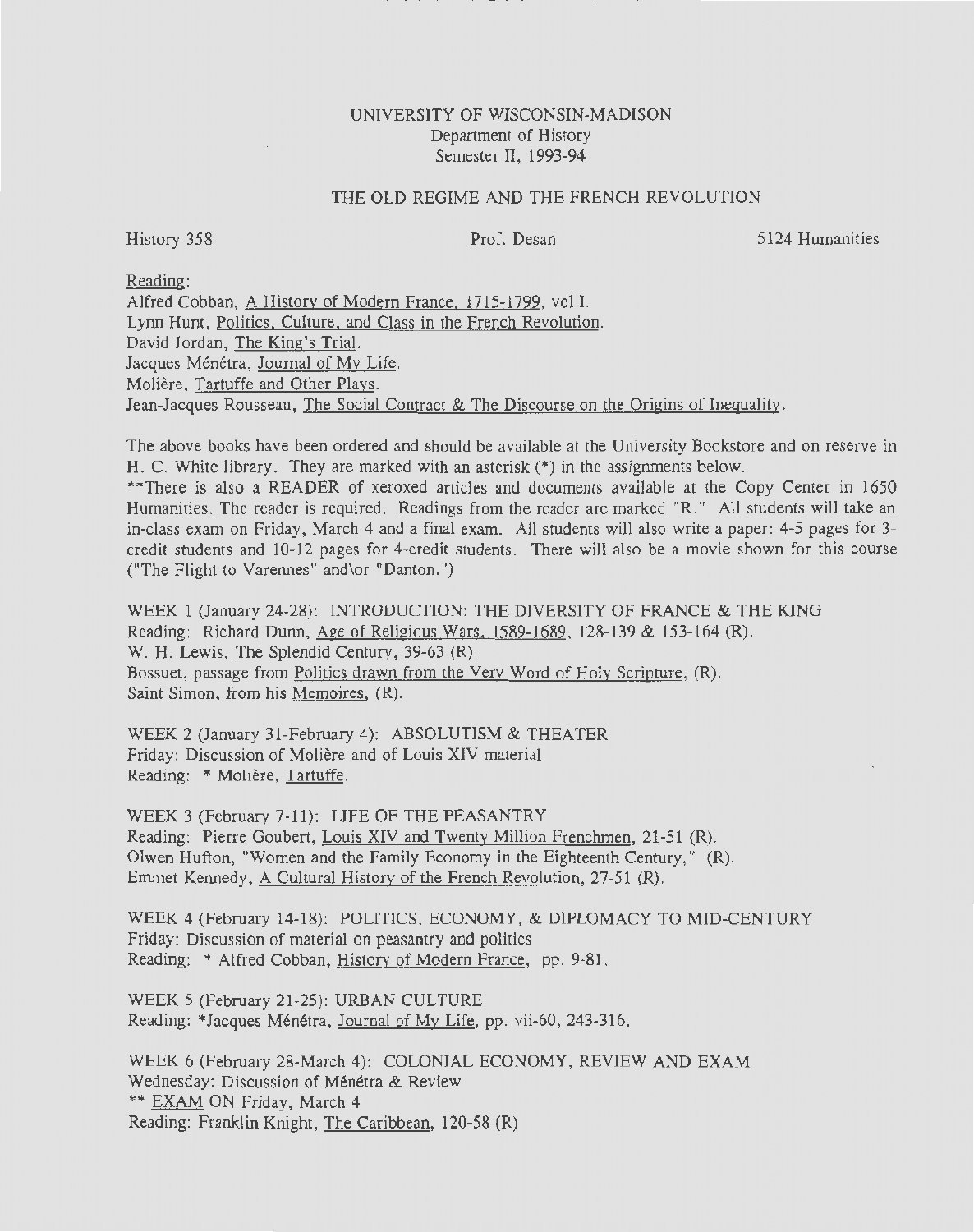# UNIVERSITY OF WISCONSIN-MADISON
Department of History
Semester II, 1993-94

## THE OLD REGIME AND THE FRENCH REVOLUTION

History 358 | Prof. Desan | 5124 Humanities

Reading:
Alfred Cobban, A History of Modern France, 1715-1799, vol I.
Lynn Hunt, Politics, Culture, and Class in the French Revolution.
David Jordan, The King's Trial.
Jacques Ménétra, Journal of My Life.
Molière, Tartuffe and Other Plays.
Jean-Jacques Rousseau, The Social Contract & The Discourse on the Origins of Inequality.

The above books have been ordered and should be available at the University Bookstore and on reserve in H. C. White library. They are marked with an asterisk (*) in the assignments below.
**There is also a READER of xeroxed articles and documents available at the Copy Center in 1650 Humanities. The reader is required. Readings from the reader are marked "R." All students will take an in-class exam on Friday, March 4 and a final exam. All students will also write a paper: 4-5 pages for 3-credit students and 10-12 pages for 4-credit students. There will also be a movie shown for this course ("The Flight to Varennes" and\or "Danton.")

WEEK 1 (January 24-28): INTRODUCTION: THE DIVERSITY OF FRANCE & THE KING
Reading: Richard Dunn, Age of Religious Wars, 1589-1689, 128-139 & 153-164 (R).
W. H. Lewis, The Splendid Century, 39-63 (R).
Bossuet, passage from Politics drawn from the Very Word of Holy Scripture, (R).
Saint Simon, from his Memoires, (R).

WEEK 2 (January 31-February 4): ABSOLUTISM & THEATER
Friday: Discussion of Molière and of Louis XIV material
Reading: * Molière, Tartuffe.

WEEK 3 (February 7-11): LIFE OF THE PEASANTRY
Reading: Pierre Goubert, Louis XIV and Twenty Million Frenchmen, 21-51 (R).
Olwen Hufton, "Women and the Family Economy in the Eighteenth Century," (R).
Emmet Kennedy, A Cultural History of the French Revolution, 27-51 (R).

WEEK 4 (February 14-18): POLITICS, ECONOMY, & DIPLOMACY TO MID-CENTURY
Friday: Discussion of material on peasantry and politics
Reading: * Alfred Cobban, History of Modern France, pp. 9-81.

WEEK 5 (February 21-25): URBAN CULTURE
Reading: *Jacques Ménétra, Journal of My Life, pp. vii-60, 243-316.

WEEK 6 (February 28-March 4): COLONIAL ECONOMY, REVIEW AND EXAM
Wednesday: Discussion of Ménétra & Review
** EXAM ON Friday, March 4
Reading: Franklin Knight, The Caribbean, 120-58 (R)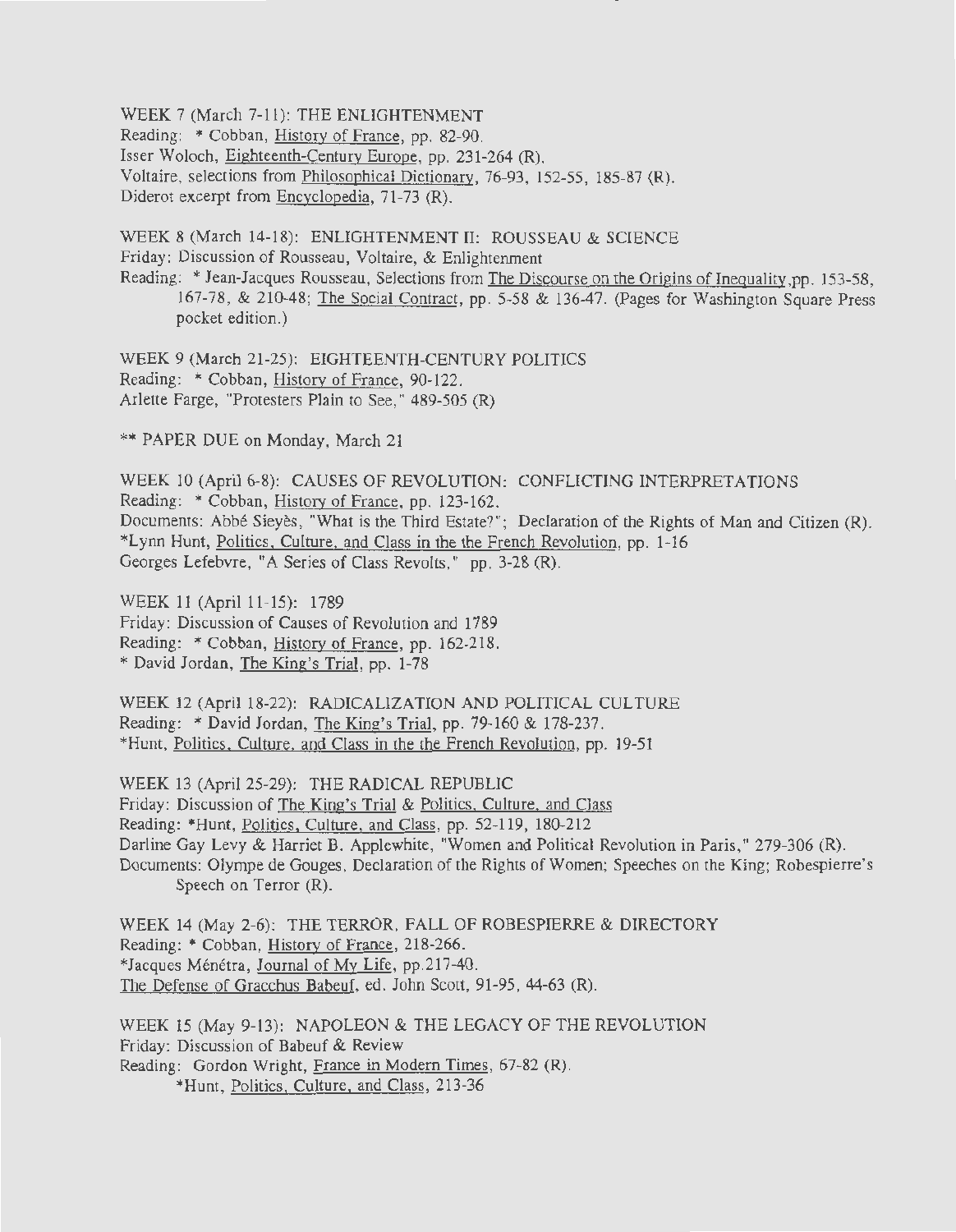WEEK 7 (March 7-11): THE ENLIGHTENMENT
Reading: * Cobban, History of France, pp. 82-90.
Isser Woloch, Eighteenth-Century Europe, pp. 231-264 (R).
Voltaire, selections from Philosophical Dictionary, 76-93, 152-55, 185-87 (R).
Diderot excerpt from Encyclopedia, 71-73 (R).

WEEK 8 (March 14-18): ENLIGHTENMENT II: ROUSSEAU & SCIENCE
Friday: Discussion of Rousseau, Voltaire, & Enlightenment
Reading: * Jean-Jacques Rousseau, Selections from The Discourse on the Origins of Inequality, pp. 153-58, 167-78, & 210-48; The Social Contract, pp. 5-58 & 136-47. (Pages for Washington Square Press pocket edition.)

WEEK 9 (March 21-25): EIGHTEENTH-CENTURY POLITICS
Reading: * Cobban, History of France, 90-122.
Arlette Farge, "Protesters Plain to See," 489-505 (R)

** PAPER DUE on Monday, March 21

WEEK 10 (April 6-8): CAUSES OF REVOLUTION: CONFLICTING INTERPRETATIONS
Reading: * Cobban, History of France, pp. 123-162.
Documents: Abbé Sieyès, "What is the Third Estate?"; Declaration of the Rights of Man and Citizen (R).
*Lynn Hunt, Politics, Culture, and Class in the the French Revolution, pp. 1-16
Georges Lefebvre, "A Series of Class Revolts," pp. 3-28 (R).

WEEK 11 (April 11-15): 1789
Friday: Discussion of Causes of Revolution and 1789
Reading: * Cobban, History of France, pp. 162-218.
* David Jordan, The King's Trial, pp. 1-78

WEEK 12 (April 18-22): RADICALIZATION AND POLITICAL CULTURE
Reading: * David Jordan, The King's Trial, pp. 79-160 & 178-237.
*Hunt, Politics, Culture, and Class in the the French Revolution, pp. 19-51

WEEK 13 (April 25-29): THE RADICAL REPUBLIC
Friday: Discussion of The King's Trial & Politics, Culture, and Class
Reading: *Hunt, Politics, Culture, and Class, pp. 52-119, 180-212
Darline Gay Levy & Harriet B. Applewhite, "Women and Political Revolution in Paris," 279-306 (R).
Documents: Olympe de Gouges, Declaration of the Rights of Women; Speeches on the King; Robespierre's Speech on Terror (R).

WEEK 14 (May 2-6): THE TERROR, FALL OF ROBESPIERRE & DIRECTORY
Reading: * Cobban, History of France, 218-266.
*Jacques Ménétra, Journal of My Life, pp.217-40.
The Defense of Gracchus Babeuf, ed. John Scott, 91-95, 44-63 (R).

WEEK 15 (May 9-13): NAPOLEON & THE LEGACY OF THE REVOLUTION
Friday: Discussion of Babeuf & Review
Reading: Gordon Wright, France in Modern Times, 67-82 (R).
*Hunt, Politics, Culture, and Class, 213-36